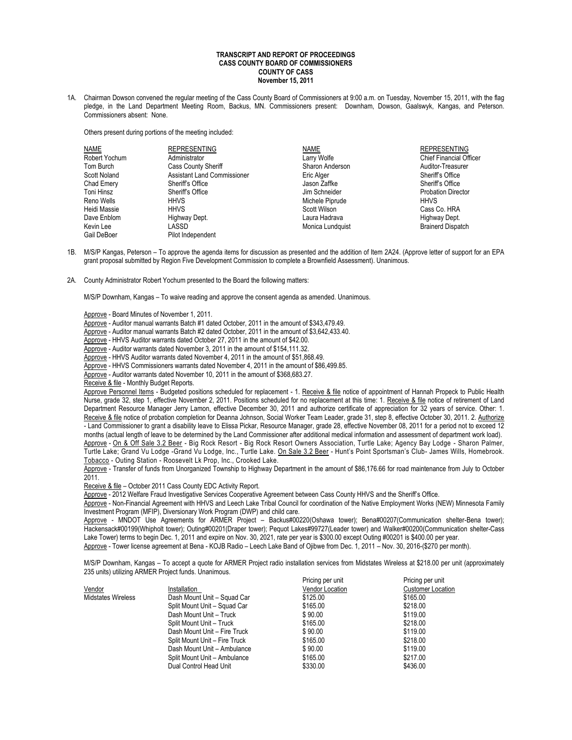**TRANSCRIPT AND REPORT OF PROCEEDINGS**
**CASS COUNTY BOARD OF COMMISSIONERS**
**COUNTY OF CASS**
**November 15, 2011**

1A. Chairman Dowson convened the regular meeting of the Cass County Board of Commissioners at 9:00 a.m. on Tuesday, November 15, 2011, with the flag pledge, in the Land Department Meeting Room, Backus, MN. Commissioners present: Downham, Dowson, Gaalswyk, Kangas, and Peterson. Commissioners absent: None.

Others present during portions of the meeting included:

| NAME | REPRESENTING | NAME | REPRESENTING |
|---|---|---|---|
| Robert Yochum | Administrator | Larry Wolfe | Chief Financial Officer |
| Tom Burch | Cass County Sheriff | Sharon Anderson | Auditor-Treasurer |
| Scott Noland | Assistant Land Commissioner | Eric Alger | Sheriff's Office |
| Chad Emery | Sheriff's Office | Jason Zaffke | Sheriff's Office |
| Toni Hinsz | Sheriff's Office | Jim Schneider | Probation Director |
| Reno Wells | HHVS | Michele Piprude | HHVS |
| Heidi Massie | HHVS | Scott Wilson | Cass Co. HRA |
| Dave Enblom | Highway Dept. | Laura Hadrava | Highway Dept. |
| Kevin Lee | LASSD | Monica Lundquist | Brainerd Dispatch |
| Gail DeBoer | Pilot Independent | | |

1B. M/S/P Kangas, Peterson – To approve the agenda items for discussion as presented and the addition of Item 2A24. (Approve letter of support for an EPA grant proposal submitted by Region Five Development Commission to complete a Brownfield Assessment). Unanimous.

2A. County Administrator Robert Yochum presented to the Board the following matters:

M/S/P Downham, Kangas – To waive reading and approve the consent agenda as amended. Unanimous.

Approve - Board Minutes of November 1, 2011.
Approve - Auditor manual warrants Batch #1 dated October, 2011 in the amount of $343,479.49.
Approve - Auditor manual warrants Batch #2 dated October, 2011 in the amount of $3,642,433.40.
Approve - HHVS Auditor warrants dated October 27, 2011 in the amount of $42.00.
Approve - Auditor warrants dated November 3, 2011 in the amount of $154,111.32.
Approve - HHVS Auditor warrants dated November 4, 2011 in the amount of $51,868.49.
Approve - HHVS Commissioners warrants dated November 4, 2011 in the amount of $86,499.85.
Approve - Auditor warrants dated November 10, 2011 in the amount of $368,683.27.
Receive & file - Monthly Budget Reports.
Approve Personnel Items - Budgeted positions scheduled for replacement - 1. Receive & file notice of appointment of Hannah Propeck to Public Health Nurse, grade 32, step 1, effective November 2, 2011. Positions scheduled for no replacement at this time: 1. Receive & file notice of retirement of Land Department Resource Manager Jerry Lamon, effective December 30, 2011 and authorize certificate of appreciation for 32 years of service. Other: 1. Receive & file notice of probation completion for Deanna Johnson, Social Worker Team Leader, grade 31, step 8, effective October 30, 2011. 2. Authorize - Land Commissioner to grant a disability leave to Elissa Pickar, Resource Manager, grade 28, effective November 08, 2011 for a period not to exceed 12 months (actual length of leave to be determined by the Land Commissioner after additional medical information and assessment of department work load).
Approve - On & Off Sale 3.2 Beer - Big Rock Resort - Big Rock Resort Owners Association, Turtle Lake; Agency Bay Lodge - Sharon Palmer, Turtle Lake; Grand Vu Lodge -Grand Vu Lodge, Inc., Turtle Lake. On Sale 3.2 Beer - Hunt's Point Sportsman's Club- James Wills, Homebrook. Tobacco - Outing Station - Roosevelt Lk Prop, Inc., Crooked Lake.
Approve - Transfer of funds from Unorganized Township to Highway Department in the amount of $86,176.66 for road maintenance from July to October 2011.
Receive & file – October 2011 Cass County EDC Activity Report.
Approve - 2012 Welfare Fraud Investigative Services Cooperative Agreement between Cass County HHVS and the Sheriff's Office.
Approve - Non-Financial Agreement with HHVS and Leech Lake Tribal Council for coordination of the Native Employment Works (NEW) Minnesota Family Investment Program (MFIP), Diversionary Work Program (DWP) and child care.
Approve - MNDOT Use Agreements for ARMER Project – Backus#00220(Oshawa tower); Bena#00207(Communication shelter-Bena tower); Hackensack#00199(Whipholt tower); Outing#00201(Draper tower); Pequot Lakes#99727(Leader tower) and Walker#00200(Communication shelter-Cass Lake Tower) terms to begin Dec. 1, 2011 and expire on Nov. 30, 2021, rate per year is $300.00 except Outing #00201 is $400.00 per year.
Approve - Tower license agreement at Bena - KOJB Radio – Leech Lake Band of Ojibwe from Dec. 1, 2011 – Nov. 30, 2016-($270 per month).

M/S/P Downham, Kangas – To accept a quote for ARMER Project radio installation services from Midstates Wireless at $218.00 per unit (approximately 235 units) utilizing ARMER Project funds. Unanimous.

| Vendor | Installation | Pricing per unit Vendor Location | Pricing per unit Customer Location |
|---|---|---|---|
| Midstates Wireless | Dash Mount Unit – Squad Car | $125.00 | $165.00 |
| | Split Mount Unit – Squad Car | $165.00 | $218.00 |
| | Dash Mount Unit – Truck | $ 90.00 | $119.00 |
| | Split Mount Unit – Truck | $165.00 | $218.00 |
| | Dash Mount Unit – Fire Truck | $ 90.00 | $119.00 |
| | Split Mount Unit – Fire Truck | $165.00 | $218.00 |
| | Dash Mount Unit – Ambulance | $ 90.00 | $119.00 |
| | Split Mount Unit – Ambulance | $165.00 | $217.00 |
| | Dual Control Head Unit | $330.00 | $436.00 |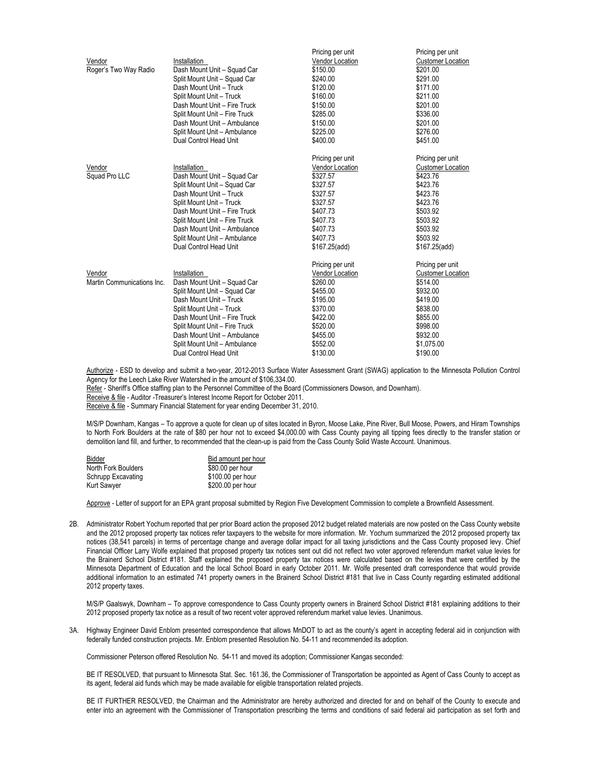| Vendor | Installation | Pricing per unit Vendor Location | Pricing per unit Customer Location |
|---|---|---|---|
| Roger's Two Way Radio | Dash Mount Unit – Squad Car | $150.00 | $201.00 |
| | Split Mount Unit – Squad Car | $240.00 | $291.00 |
| | Dash Mount Unit – Truck | $120.00 | $171.00 |
| | Split Mount Unit – Truck | $160.00 | $211.00 |
| | Dash Mount Unit – Fire Truck | $150.00 | $201.00 |
| | Split Mount Unit – Fire Truck | $285.00 | $336.00 |
| | Dash Mount Unit – Ambulance | $150.00 | $201.00 |
| | Split Mount Unit – Ambulance | $225.00 | $276.00 |
| | Dual Control Head Unit | $400.00 | $451.00 |

| Vendor | Installation | Pricing per unit Vendor Location | Pricing per unit Customer Location |
|---|---|---|---|
| Squad Pro LLC | Dash Mount Unit – Squad Car | $327.57 | $423.76 |
| | Split Mount Unit – Squad Car | $327.57 | $423.76 |
| | Dash Mount Unit – Truck | $327.57 | $423.76 |
| | Split Mount Unit – Truck | $327.57 | $423.76 |
| | Dash Mount Unit – Fire Truck | $407.73 | $503.92 |
| | Split Mount Unit – Fire Truck | $407.73 | $503.92 |
| | Dash Mount Unit – Ambulance | $407.73 | $503.92 |
| | Split Mount Unit – Ambulance | $407.73 | $503.92 |
| | Dual Control Head Unit | $167.25(add) | $167.25(add) |

| Vendor | Installation | Pricing per unit Vendor Location | Pricing per unit Customer Location |
|---|---|---|---|
| Martin Communications Inc. | Dash Mount Unit – Squad Car | $260.00 | $514.00 |
| | Split Mount Unit – Squad Car | $455.00 | $932.00 |
| | Dash Mount Unit – Truck | $195.00 | $419.00 |
| | Split Mount Unit – Truck | $370.00 | $838.00 |
| | Dash Mount Unit – Fire Truck | $422.00 | $855.00 |
| | Split Mount Unit – Fire Truck | $520.00 | $998.00 |
| | Dash Mount Unit – Ambulance | $455.00 | $932.00 |
| | Split Mount Unit – Ambulance | $552.00 | $1,075.00 |
| | Dual Control Head Unit | $130.00 | $190.00 |

Authorize - ESD to develop and submit a two-year, 2012-2013 Surface Water Assessment Grant (SWAG) application to the Minnesota Pollution Control Agency for the Leech Lake River Watershed in the amount of $106,334.00.

Refer - Sheriff's Office staffing plan to the Personnel Committee of the Board (Commissioners Dowson, and Downham).

Receive & file - Auditor -Treasurer's Interest Income Report for October 2011.

Receive & file - Summary Financial Statement for year ending December 31, 2010.

M/S/P Downham, Kangas – To approve a quote for clean up of sites located in Byron, Moose Lake, Pine River, Bull Moose, Powers, and Hiram Townships to North Fork Boulders at the rate of $80 per hour not to exceed $4,000.00 with Cass County paying all tipping fees directly to the transfer station or demolition land fill, and further, to recommended that the clean-up is paid from the Cass County Solid Waste Account. Unanimous.

| Bidder | Bid amount per hour |
|---|---|
| North Fork Boulders | $80.00 per hour |
| Schrupp Excavating | $100.00 per hour |
| Kurt Sawyer | $200.00 per hour |

Approve - Letter of support for an EPA grant proposal submitted by Region Five Development Commission to complete a Brownfield Assessment.

2B. Administrator Robert Yochum reported that per prior Board action the proposed 2012 budget related materials are now posted on the Cass County website and the 2012 proposed property tax notices refer taxpayers to the website for more information. Mr. Yochum summarized the 2012 proposed property tax notices (38,541 parcels) in terms of percentage change and average dollar impact for all taxing jurisdictions and the Cass County proposed levy. Chief Financial Officer Larry Wolfe explained that proposed property tax notices sent out did not reflect two voter approved referendum market value levies for the Brainerd School District #181. Staff explained the proposed property tax notices were calculated based on the levies that were certified by the Minnesota Department of Education and the local School Board in early October 2011. Mr. Wolfe presented draft correspondence that would provide additional information to an estimated 741 property owners in the Brainerd School District #181 that live in Cass County regarding estimated additional 2012 property taxes.

M/S/P Gaalswyk, Downham – To approve correspondence to Cass County property owners in Brainerd School District #181 explaining additions to their 2012 proposed property tax notice as a result of two recent voter approved referendum market value levies. Unanimous.

3A. Highway Engineer David Enblom presented correspondence that allows MnDOT to act as the county's agent in accepting federal aid in conjunction with federally funded construction projects. Mr. Enblom presented Resolution No. 54-11 and recommended its adoption.

Commissioner Peterson offered Resolution No. 54-11 and moved its adoption; Commissioner Kangas seconded:

BE IT RESOLVED, that pursuant to Minnesota Stat. Sec. 161.36, the Commissioner of Transportation be appointed as Agent of Cass County to accept as its agent, federal aid funds which may be made available for eligible transportation related projects.

BE IT FURTHER RESOLVED, the Chairman and the Administrator are hereby authorized and directed for and on behalf of the County to execute and enter into an agreement with the Commissioner of Transportation prescribing the terms and conditions of said federal aid participation as set forth and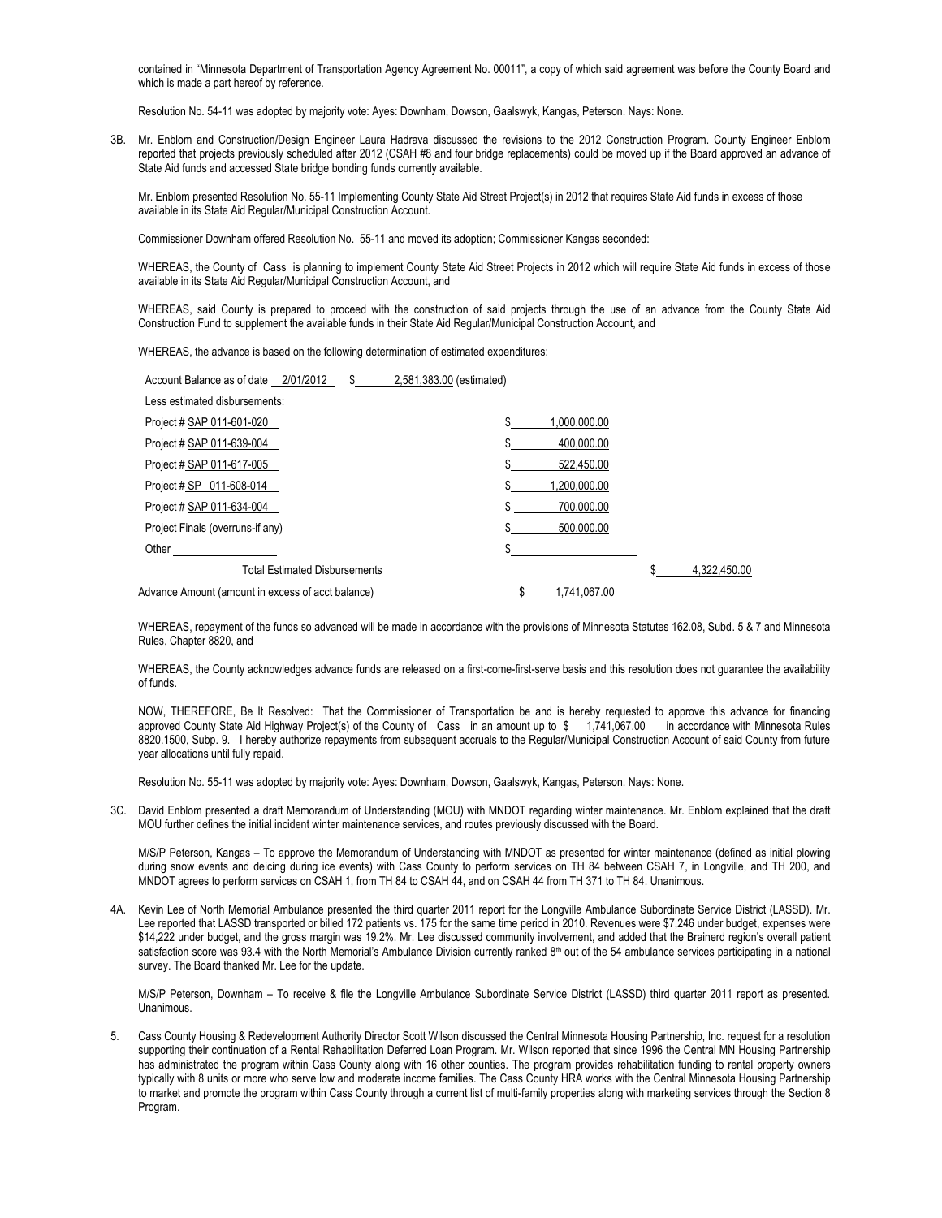contained in "Minnesota Department of Transportation Agency Agreement No. 00011", a copy of which said agreement was before the County Board and which is made a part hereof by reference.

Resolution No. 54-11 was adopted by majority vote: Ayes: Downham, Dowson, Gaalswyk, Kangas, Peterson. Nays: None.

3B. Mr. Enblom and Construction/Design Engineer Laura Hadrava discussed the revisions to the 2012 Construction Program. County Engineer Enblom reported that projects previously scheduled after 2012 (CSAH #8 and four bridge replacements) could be moved up if the Board approved an advance of State Aid funds and accessed State bridge bonding funds currently available.

Mr. Enblom presented Resolution No. 55-11 Implementing County State Aid Street Project(s) in 2012 that requires State Aid funds in excess of those available in its State Aid Regular/Municipal Construction Account.

Commissioner Downham offered Resolution No. 55-11 and moved its adoption; Commissioner Kangas seconded:

WHEREAS, the County of Cass is planning to implement County State Aid Street Projects in 2012 which will require State Aid funds in excess of those available in its State Aid Regular/Municipal Construction Account, and

WHEREAS, said County is prepared to proceed with the construction of said projects through the use of an advance from the County State Aid Construction Fund to supplement the available funds in their State Aid Regular/Municipal Construction Account, and

WHEREAS, the advance is based on the following determination of estimated expenditures:

| | | |
|---|---|---|
| Account Balance as of date 2/01/2012 $ 2,581,383.00 (estimated) | | |
| Less estimated disbursements: | | |
| Project # SAP 011-601-020 | $ 1,000,000.00 | |
| Project # SAP 011-639-004 | $ 400,000.00 | |
| Project # SAP 011-617-005 | $ 522,450.00 | |
| Project # SP 011-608-014 | $ 1,200,000.00 | |
| Project # SAP 011-634-004 | $ 700,000.00 | |
| Project Finals (overruns-if any) | $ 500,000.00 | |
| Other | $ | |
| Total Estimated Disbursements | | $ 4,322,450.00 |
| Advance Amount (amount in excess of acct balance) | $ 1,741,067.00 | |

WHEREAS, repayment of the funds so advanced will be made in accordance with the provisions of Minnesota Statutes 162.08, Subd. 5 & 7 and Minnesota Rules, Chapter 8820, and

WHEREAS, the County acknowledges advance funds are released on a first-come-first-serve basis and this resolution does not guarantee the availability of funds.

NOW, THEREFORE, Be It Resolved: That the Commissioner of Transportation be and is hereby requested to approve this advance for financing approved County State Aid Highway Project(s) of the County of Cass in an amount up to $ 1,741,067.00 in accordance with Minnesota Rules 8820.1500, Subp. 9. I hereby authorize repayments from subsequent accruals to the Regular/Municipal Construction Account of said County from future year allocations until fully repaid.

Resolution No. 55-11 was adopted by majority vote: Ayes: Downham, Dowson, Gaalswyk, Kangas, Peterson. Nays: None.

3C. David Enblom presented a draft Memorandum of Understanding (MOU) with MNDOT regarding winter maintenance. Mr. Enblom explained that the draft MOU further defines the initial incident winter maintenance services, and routes previously discussed with the Board.

M/S/P Peterson, Kangas – To approve the Memorandum of Understanding with MNDOT as presented for winter maintenance (defined as initial plowing during snow events and deicing during ice events) with Cass County to perform services on TH 84 between CSAH 7, in Longville, and TH 200, and MNDOT agrees to perform services on CSAH 1, from TH 84 to CSAH 44, and on CSAH 44 from TH 371 to TH 84. Unanimous.

4A. Kevin Lee of North Memorial Ambulance presented the third quarter 2011 report for the Longville Ambulance Subordinate Service District (LASSD). Mr. Lee reported that LASSD transported or billed 172 patients vs. 175 for the same time period in 2010. Revenues were $7,246 under budget, expenses were $14,222 under budget, and the gross margin was 19.2%. Mr. Lee discussed community involvement, and added that the Brainerd region's overall patient satisfaction score was 93.4 with the North Memorial's Ambulance Division currently ranked 8th out of the 54 ambulance services participating in a national survey. The Board thanked Mr. Lee for the update.

M/S/P Peterson, Downham – To receive & file the Longville Ambulance Subordinate Service District (LASSD) third quarter 2011 report as presented. Unanimous.

5. Cass County Housing & Redevelopment Authority Director Scott Wilson discussed the Central Minnesota Housing Partnership, Inc. request for a resolution supporting their continuation of a Rental Rehabilitation Deferred Loan Program. Mr. Wilson reported that since 1996 the Central MN Housing Partnership has administrated the program within Cass County along with 16 other counties. The program provides rehabilitation funding to rental property owners typically with 8 units or more who serve low and moderate income families. The Cass County HRA works with the Central Minnesota Housing Partnership to market and promote the program within Cass County through a current list of multi-family properties along with marketing services through the Section 8 Program.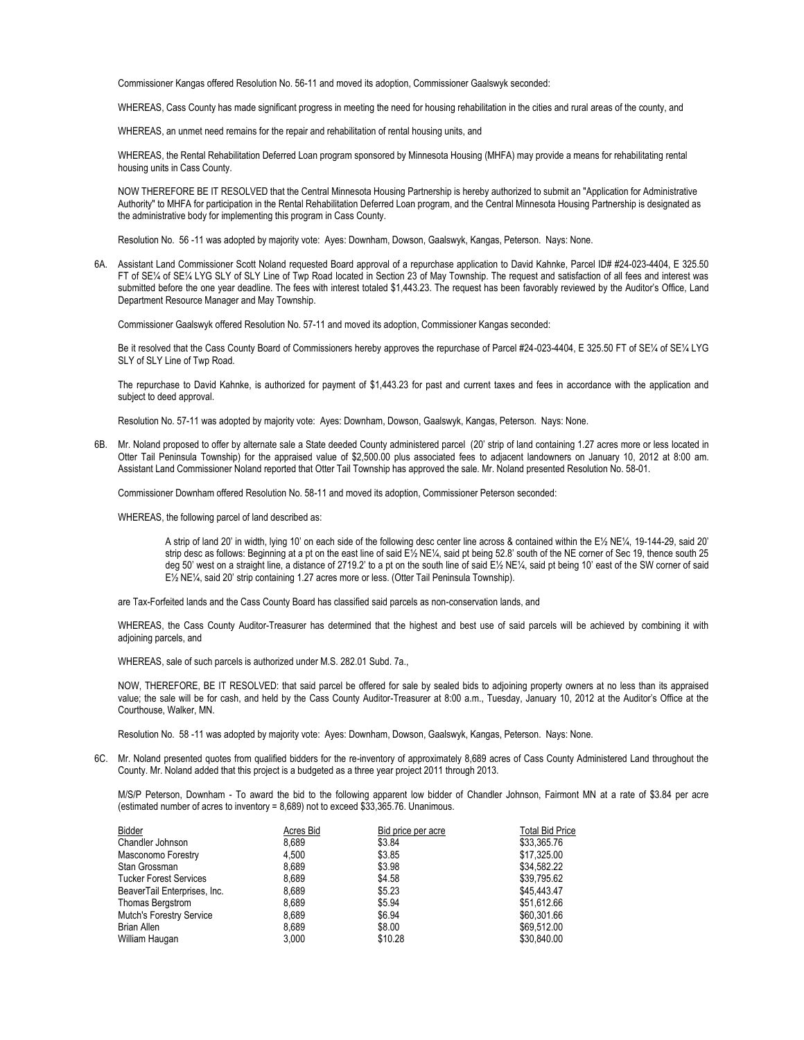Commissioner Kangas offered Resolution No. 56-11 and moved its adoption, Commissioner Gaalswyk seconded:

WHEREAS, Cass County has made significant progress in meeting the need for housing rehabilitation in the cities and rural areas of the county, and

WHEREAS, an unmet need remains for the repair and rehabilitation of rental housing units, and

WHEREAS, the Rental Rehabilitation Deferred Loan program sponsored by Minnesota Housing (MHFA) may provide a means for rehabilitating rental housing units in Cass County.

NOW THEREFORE BE IT RESOLVED that the Central Minnesota Housing Partnership is hereby authorized to submit an "Application for Administrative Authority" to MHFA for participation in the Rental Rehabilitation Deferred Loan program, and the Central Minnesota Housing Partnership is designated as the administrative body for implementing this program in Cass County.

Resolution No. 56 -11 was adopted by majority vote: Ayes: Downham, Dowson, Gaalswyk, Kangas, Peterson. Nays: None.

6A. Assistant Land Commissioner Scott Noland requested Board approval of a repurchase application to David Kahnke, Parcel ID# #24-023-4404, E 325.50 FT of SE¼ of SE¼ LYG SLY of SLY Line of Twp Road located in Section 23 of May Township. The request and satisfaction of all fees and interest was submitted before the one year deadline. The fees with interest totaled $1,443.23. The request has been favorably reviewed by the Auditor's Office, Land Department Resource Manager and May Township.

Commissioner Gaalswyk offered Resolution No. 57-11 and moved its adoption, Commissioner Kangas seconded:

Be it resolved that the Cass County Board of Commissioners hereby approves the repurchase of Parcel #24-023-4404, E 325.50 FT of SE¼ of SE¼ LYG SLY of SLY Line of Twp Road.

The repurchase to David Kahnke, is authorized for payment of $1,443.23 for past and current taxes and fees in accordance with the application and subject to deed approval.

Resolution No. 57-11 was adopted by majority vote: Ayes: Downham, Dowson, Gaalswyk, Kangas, Peterson. Nays: None.

6B. Mr. Noland proposed to offer by alternate sale a State deeded County administered parcel (20' strip of land containing 1.27 acres more or less located in Otter Tail Peninsula Township) for the appraised value of $2,500.00 plus associated fees to adjacent landowners on January 10, 2012 at 8:00 am. Assistant Land Commissioner Noland reported that Otter Tail Township has approved the sale. Mr. Noland presented Resolution No. 58-01.

Commissioner Downham offered Resolution No. 58-11 and moved its adoption, Commissioner Peterson seconded:

WHEREAS, the following parcel of land described as:

> A strip of land 20' in width, lying 10' on each side of the following desc center line across & contained within the E½ NE¼, 19-144-29, said 20' strip desc as follows: Beginning at a pt on the east line of said E½ NE¼, said pt being 52.8' south of the NE corner of Sec 19, thence south 25 deg 50' west on a straight line, a distance of 2719.2' to a pt on the south line of said E½ NE¼, said pt being 10' east of the SW corner of said E½ NE¼, said 20' strip containing 1.27 acres more or less. (Otter Tail Peninsula Township).

are Tax-Forfeited lands and the Cass County Board has classified said parcels as non-conservation lands, and

WHEREAS, the Cass County Auditor-Treasurer has determined that the highest and best use of said parcels will be achieved by combining it with adjoining parcels, and

WHEREAS, sale of such parcels is authorized under M.S. 282.01 Subd. 7a.,

NOW, THEREFORE, BE IT RESOLVED: that said parcel be offered for sale by sealed bids to adjoining property owners at no less than its appraised value; the sale will be for cash, and held by the Cass County Auditor-Treasurer at 8:00 a.m., Tuesday, January 10, 2012 at the Auditor's Office at the Courthouse, Walker, MN.

Resolution No. 58 -11 was adopted by majority vote: Ayes: Downham, Dowson, Gaalswyk, Kangas, Peterson. Nays: None.

6C. Mr. Noland presented quotes from qualified bidders for the re-inventory of approximately 8,689 acres of Cass County Administered Land throughout the County. Mr. Noland added that this project is a budgeted as a three year project 2011 through 2013.

M/S/P Peterson, Downham - To award the bid to the following apparent low bidder of Chandler Johnson, Fairmont MN at a rate of $3.84 per acre (estimated number of acres to inventory = 8,689) not to exceed $33,365.76. Unanimous.

| Bidder | Acres Bid | Bid price per acre | Total Bid Price |
|---|---|---|---|
| Chandler Johnson | 8,689 | $3.84 | $33,365.76 |
| Masconomo Forestry | 4,500 | $3.85 | $17,325.00 |
| Stan Grossman | 8,689 | $3.98 | $34,582.22 |
| Tucker Forest Services | 8,689 | $4.58 | $39,795.62 |
| BeaverTail Enterprises, Inc. | 8,689 | $5.23 | $45,443.47 |
| Thomas Bergstrom | 8,689 | $5.94 | $51,612.66 |
| Mutch's Forestry Service | 8,689 | $6.94 | $60,301.66 |
| Brian Allen | 8,689 | $8.00 | $69,512.00 |
| William Haugan | 3,000 | $10.28 | $30,840.00 |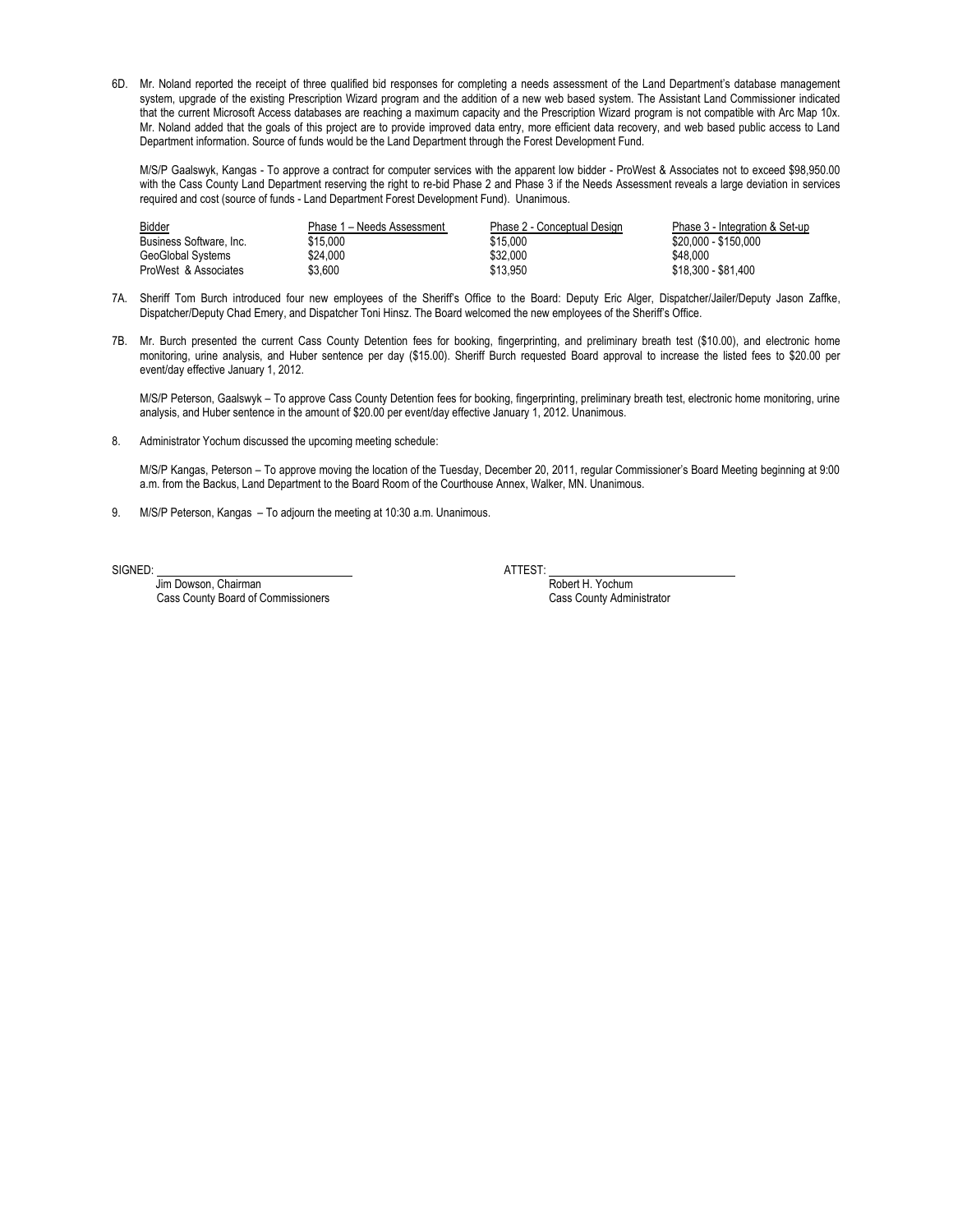6D. Mr. Noland reported the receipt of three qualified bid responses for completing a needs assessment of the Land Department's database management system, upgrade of the existing Prescription Wizard program and the addition of a new web based system. The Assistant Land Commissioner indicated that the current Microsoft Access databases are reaching a maximum capacity and the Prescription Wizard program is not compatible with Arc Map 10x. Mr. Noland added that the goals of this project are to provide improved data entry, more efficient data recovery, and web based public access to Land Department information. Source of funds would be the Land Department through the Forest Development Fund.

M/S/P Gaalswyk, Kangas - To approve a contract for computer services with the apparent low bidder - ProWest & Associates not to exceed $98,950.00 with the Cass County Land Department reserving the right to re-bid Phase 2 and Phase 3 if the Needs Assessment reveals a large deviation in services required and cost (source of funds - Land Department Forest Development Fund). Unanimous.

| Bidder | Phase 1 – Needs Assessment | Phase 2 - Conceptual Design | Phase 3 - Integration & Set-up |
|---|---|---|---|
| Business Software, Inc. | $15,000 | $15,000 | $20,000 - $150,000 |
| GeoGlobal Systems | $24,000 | $32,000 | $48,000 |
| ProWest & Associates | $3,600 | $13,950 | $18,300 - $81,400 |

7A. Sheriff Tom Burch introduced four new employees of the Sheriff's Office to the Board: Deputy Eric Alger, Dispatcher/Jailer/Deputy Jason Zaffke, Dispatcher/Deputy Chad Emery, and Dispatcher Toni Hinsz. The Board welcomed the new employees of the Sheriff's Office.

7B. Mr. Burch presented the current Cass County Detention fees for booking, fingerprinting, and preliminary breath test ($10.00), and electronic home monitoring, urine analysis, and Huber sentence per day ($15.00). Sheriff Burch requested Board approval to increase the listed fees to $20.00 per event/day effective January 1, 2012.

M/S/P Peterson, Gaalswyk – To approve Cass County Detention fees for booking, fingerprinting, preliminary breath test, electronic home monitoring, urine analysis, and Huber sentence in the amount of $20.00 per event/day effective January 1, 2012. Unanimous.

8. Administrator Yochum discussed the upcoming meeting schedule:

M/S/P Kangas, Peterson – To approve moving the location of the Tuesday, December 20, 2011, regular Commissioner's Board Meeting beginning at 9:00 a.m. from the Backus, Land Department to the Board Room of the Courthouse Annex, Walker, MN. Unanimous.

9. M/S/P Peterson, Kangas – To adjourn the meeting at 10:30 a.m. Unanimous.

SIGNED: ______________________________

Jim Dowson, Chairman
Cass County Board of Commissioners

ATTEST: ______________________________

Robert H. Yochum
Cass County Administrator